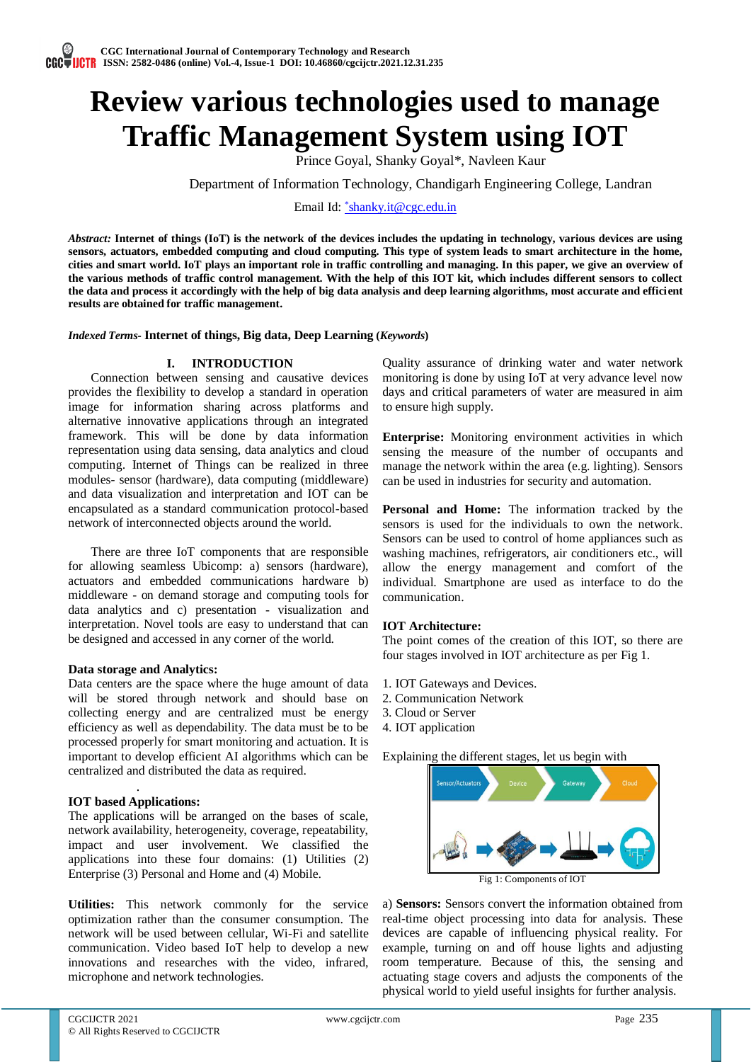# Review various technologies used to manage Traffic Management System using IOT

Prince Goyal, Shanky Goyal*, Navleen Kaur

Department of Information Technology, Chandigarh Engineering College, Landran

Email Id: *shanky.it@cgc.edu.in

***Abstract:*** **Internet of things (IoT) is the network of the devices includes the updating in technology, various devices are using sensors, actuators, embedded computing and cloud computing. This type of system leads to smart architecture in the home, cities and smart world. IoT plays an important role in traffic controlling and managing. In this paper, we give an overview of the various methods of traffic control management. With the help of this IOT kit, which includes different sensors to collect the data and process it accordingly with the help of big data analysis and deep learning algorithms, most accurate and efficient results are obtained for traffic management.**

*Indexed Terms-* **Internet of things, Big data, Deep Learning (*Keywords*)**

## I. INTRODUCTION

Connection between sensing and causative devices provides the flexibility to develop a standard in operation image for information sharing across platforms and alternative innovative applications through an integrated framework. This will be done by data information representation using data sensing, data analytics and cloud computing. Internet of Things can be realized in three modules- sensor (hardware), data computing (middleware) and data visualization and interpretation and IOT can be encapsulated as a standard communication protocol-based network of interconnected objects around the world.

There are three IoT components that are responsible for allowing seamless Ubicomp: a) sensors (hardware), actuators and embedded communications hardware b) middleware - on demand storage and computing tools for data analytics and c) presentation - visualization and interpretation. Novel tools are easy to understand that can be designed and accessed in any corner of the world.

**Data storage and Analytics:**
Data centers are the space where the huge amount of data will be stored through network and should base on collecting energy and are centralized must be energy efficiency as well as dependability. The data must be to be processed properly for smart monitoring and actuation. It is important to develop efficient AI algorithms which can be centralized and distributed the data as required.

**IOT based Applications:**
The applications will be arranged on the bases of scale, network availability, heterogeneity, coverage, repeatability, impact and user involvement. We classified the applications into these four domains: (1) Utilities (2) Enterprise (3) Personal and Home and (4) Mobile.

**Utilities:** This network commonly for the service optimization rather than the consumer consumption. The network will be used between cellular, Wi-Fi and satellite communication. Video based IoT help to develop a new innovations and researches with the video, infrared, microphone and network technologies. Quality assurance of drinking water and water network monitoring is done by using IoT at very advance level now days and critical parameters of water are measured in aim to ensure high supply.

**Enterprise:** Monitoring environment activities in which sensing the measure of the number of occupants and manage the network within the area (e.g. lighting). Sensors can be used in industries for security and automation.

**Personal and Home:** The information tracked by the sensors is used for the individuals to own the network. Sensors can be used to control of home appliances such as washing machines, refrigerators, air conditioners etc., will allow the energy management and comfort of the individual. Smartphone are used as interface to do the communication.

**IOT Architecture:**
The point comes of the creation of this IOT, so there are four stages involved in IOT architecture as per Fig 1.

1. IOT Gateways and Devices.
2. Communication Network
3. Cloud or Server
4. IOT application

Explaining the different stages, let us begin with

Fig 1: Components of IOT

a) **Sensors:** Sensors convert the information obtained from real-time object processing into data for analysis. These devices are capable of influencing physical reality. For example, turning on and off house lights and adjusting room temperature. Because of this, the sensing and actuating stage covers and adjusts the components of the physical world to yield useful insights for further analysis.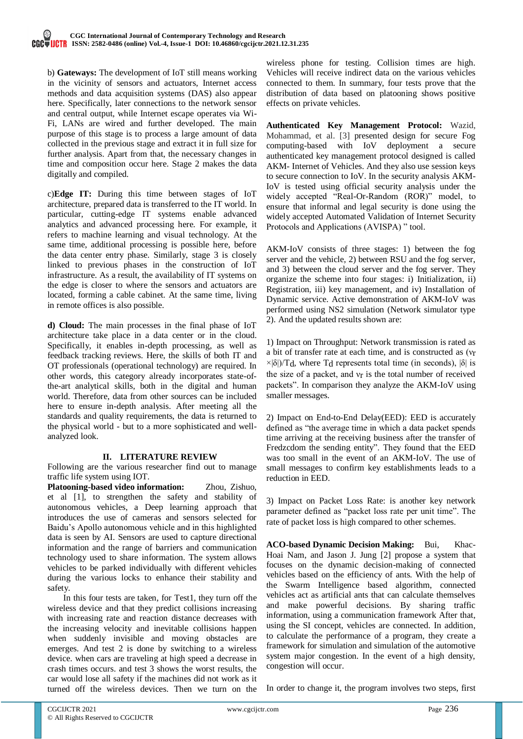b) **Gateways:** The development of IoT still means working in the vicinity of sensors and actuators, Internet access methods and data acquisition systems (DAS) also appear here. Specifically, later connections to the network sensor and central output, while Internet escape operates via Wi-Fi, LANs are wired and further developed. The main purpose of this stage is to process a large amount of data collected in the previous stage and extract it in full size for further analysis. Apart from that, the necessary changes in time and composition occur here. Stage 2 makes the data digitally and compiled.

c)**Edge IT:** During this time between stages of IoT architecture, prepared data is transferred to the IT world. In particular, cutting-edge IT systems enable advanced analytics and advanced processing here. For example, it refers to machine learning and visual technology. At the same time, additional processing is possible here, before the data center entry phase. Similarly, stage 3 is closely linked to previous phases in the construction of IoT infrastructure. As a result, the availability of IT systems on the edge is closer to where the sensors and actuators are located, forming a cable cabinet. At the same time, living in remote offices is also possible.

**d) Cloud:** The main processes in the final phase of IoT architecture take place in a data center or in the cloud. Specifically, it enables in-depth processing, as well as feedback tracking reviews. Here, the skills of both IT and OT professionals (operational technology) are required. In other words, this category already incorporates state-of-the-art analytical skills, both in the digital and human world. Therefore, data from other sources can be included here to ensure in-depth analysis. After meeting all the standards and quality requirements, the data is returned to the physical world - but to a more sophisticated and well-analyzed look.

## II. LITERATURE REVIEW

Following are the various researcher find out to manage traffic life system using IOT.

**Platooning-based video information:** Zhou, Zishuo, et al [1], to strengthen the safety and stability of autonomous vehicles, a Deep learning approach that introduces the use of cameras and sensors selected for Baidu's Apollo autonomous vehicle and in this highlighted data is seen by AI. Sensors are used to capture directional information and the range of barriers and communication technology used to share information. The system allows vehicles to be parked individually with different vehicles during the various locks to enhance their stability and safety.

In this four tests are taken, for Test1, they turn off the wireless device and that they predict collisions increasing with increasing rate and reaction distance decreases with the increasing velocity and inevitable collisions happen when suddenly invisible and moving obstacles are emerges. And test 2 is done by switching to a wireless device. when cars are traveling at high speed a decrease in crash times occurs. and test 3 shows the worst results, the car would lose all safety if the machines did not work as it turned off the wireless devices. Then we turn on the wireless phone for testing. Collision times are high. Vehicles will receive indirect data on the various vehicles connected to them. In summary, four tests prove that the distribution of data based on platooning shows positive effects on private vehicles.

**Authenticated Key Management Protocol:** Wazid, Mohammad, et al. [3] presented design for secure Fog computing-based with IoV deployment a secure authenticated key management protocol designed is called AKM- Internet of Vehicles. And they also use session keys to secure connection to IoV. In the security analysis AKM-IoV is tested using official security analysis under the widely accepted "Real-Or-Random (ROR)" model, to ensure that informal and legal security is done using the widely accepted Automated Validation of Internet Security Protocols and Applications (AVISPA) " tool.

AKM-IoV consists of three stages: 1) between the fog server and the vehicle, 2) between RSU and the fog server, and 3) between the cloud server and the fog server. They organize the scheme into four stages: i) Initialization, ii) Registration, iii) key management, and iv) Installation of Dynamic service. Active demonstration of AKM-IoV was performed using NS2 simulation (Network simulator type 2). And the updated results shown are:

1) Impact on Throughput: Network transmission is rated as a bit of transfer rate at each time, and is constructed as $(v_r \times|\delta|)/T_d$, where $T_d$ represents total time (in seconds), $|\delta|$ is the size of a packet, and $v_r$ is the total number of received packets". In comparison they analyze the AKM-IoV using smaller messages.

2) Impact on End-to-End Delay(EED): EED is accurately defined as "the average time in which a data packet spends time arriving at the receiving business after the transfer of Fredzcdom the sending entity". They found that the EED was too small in the event of an AKM-IoV. The use of small messages to confirm key establishments leads to a reduction in EED.

3) Impact on Packet Loss Rate: is another key network parameter defined as "packet loss rate per unit time". The rate of packet loss is high compared to other schemes.

**ACO-based Dynamic Decision Making:** Bui, Khac-Hoai Nam, and Jason J. Jung [2] propose a system that focuses on the dynamic decision-making of connected vehicles based on the efficiency of ants. With the help of the Swarm Intelligence based algorithm, connected vehicles act as artificial ants that can calculate themselves and make powerful decisions. By sharing traffic information, using a communication framework After that, using the SI concept, vehicles are connected. In addition, to calculate the performance of a program, they create a framework for simulation and simulation of the automotive system major congestion. In the event of a high density, congestion will occur.

In order to change it, the program involves two steps, first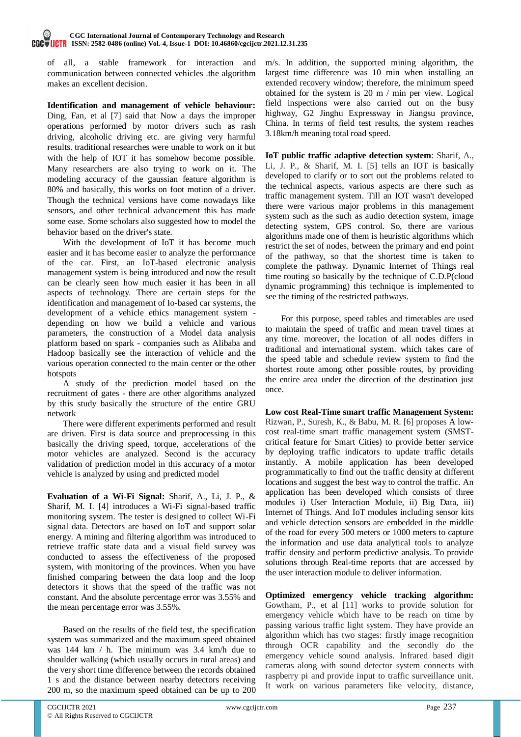of all, a stable framework for interaction and communication between connected vehicles .the algorithm makes an excellent decision.

**Identification and management of vehicle behaviour:** Ding, Fan, et al [7] said that Now a days the improper operations performed by motor drivers such as rash driving, alcoholic driving etc. are giving very harmful results. traditional researches were unable to work on it but with the help of IOT it has somehow become possible. Many researchers are also trying to work on it. The modeling accuracy of the gaussian feature algorithm is 80% and basically, this works on foot motion of a driver. Though the technical versions have come nowadays like sensors, and other technical advancement this has made some ease. Some scholars also suggested how to model the behavior based on the driver's state.

With the development of IoT it has become much easier and it has become easier to analyze the performance of the car. First, an IoT-based electronic analysis management system is being introduced and now the result can be clearly seen how much easier it has been in all aspects of technology. There are certain steps for the identification and management of Io-based car systems, the development of a vehicle ethics management system - depending on how we build a vehicle and various parameters, the construction of a Model data analysis platform based on spark - companies such as Alibaba and Hadoop basically see the interaction of vehicle and the various operation connected to the main center or the other hotspots

A study of the prediction model based on the recruitment of gates - there are other algorithms analyzed by this study basically the structure of the entire GRU network

There were different experiments performed and result are driven. First is data source and preprocessing in this basically the driving speed, torque, accelerations of the motor vehicles are analyzed. Second is the accuracy validation of prediction model in this accuracy of a motor vehicle is analyzed by using and predicted model

**Evaluation of a Wi-Fi Signal:** Sharif, A., Li, J. P., & Sharif, M. I. [4] introduces a Wi-Fi signal-based traffic monitoring system. The tester is designed to collect Wi-Fi signal data. Detectors are based on IoT and support solar energy. A mining and filtering algorithm was introduced to retrieve traffic state data and a visual field survey was conducted to assess the effectiveness of the proposed system, with monitoring of the provinces. When you have finished comparing between the data loop and the loop detectors it shows that the speed of the traffic was not constant. And the absolute percentage error was 3.55% and the mean percentage error was 3.55%.

Based on the results of the field test, the specification system was summarized and the maximum speed obtained was 144 km / h. The minimum was 3.4 km/h due to shoulder walking (which usually occurs in rural areas) and the very short time difference between the records obtained 1 s and the distance between nearby detectors receiving 200 m, so the maximum speed obtained can be up to 200 m/s. In addition, the supported mining algorithm, the largest time difference was 10 min when installing an extended recovery window; therefore, the minimum speed obtained for the system is 20 m / min per view. Logical field inspections were also carried out on the busy highway, G2 Jinghu Expressway in Jiangsu province, China. In terms of field test results, the system reaches 3.18km/h meaning total road speed.

**IoT public traffic adaptive detection system**: Sharif, A., Li, J. P., & Sharif, M. I. [5] tells an IOT is basically developed to clarify or to sort out the problems related to the technical aspects, various aspects are there such as traffic management system. Till an IOT wasn't developed there were various major problems in this management system such as the such as audio detection system, image detecting system, GPS control. So, there are various algorithms made one of them is heuristic algorithms which restrict the set of nodes, between the primary and end point of the pathway, so that the shortest time is taken to complete the pathway. Dynamic Internet of Things real time routing so basically by the technique of C.D.P(cloud dynamic programming) this technique is implemented to see the timing of the restricted pathways.

For this purpose, speed tables and timetables are used to maintain the speed of traffic and mean travel times at any time. moreover, the location of all nodes differs in traditional and international system. which takes care of the speed table and schedule review system to find the shortest route among other possible routes, by providing the entire area under the direction of the destination just once.

**Low cost Real-Time smart traffic Management System:** Rizwan, P., Suresh, K., & Babu, M. R. [6] proposes A low-cost real-time smart traffic management system (SMST-critical feature for Smart Cities) to provide better service by deploying traffic indicators to update traffic details instantly. A mobile application has been developed programmatically to find out the traffic density at different locations and suggest the best way to control the traffic. An application has been developed which consists of three modules i) User Interaction Module, ii) Big Data, iii) Internet of Things. And IoT modules including sensor kits and vehicle detection sensors are embedded in the middle of the road for every 500 meters or 1000 meters to capture the information and use data analytical tools to analyze traffic density and perform predictive analysis. To provide solutions through Real-time reports that are accessed by the user interaction module to deliver information.

**Optimized emergency vehicle tracking algorithm:** Gowtham, P., et al [11] works to provide solution for emergency vehicle which have to be reach on time by passing various traffic light system. They have provide an algorithm which has two stages: firstly image recognition through OCR capability and the secondly do the emergency vehicle sound analysis. Infrared based digit cameras along with sound detector system connects with raspberry pi and provide input to traffic surveillance unit. It work on various parameters like velocity, distance,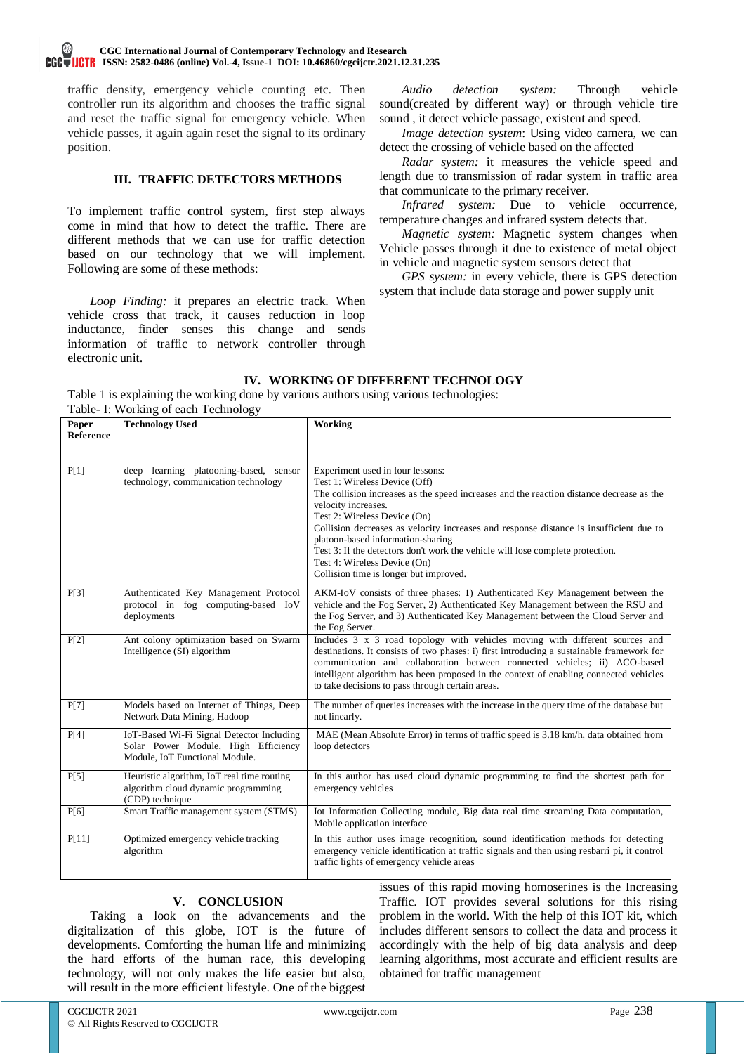traffic density, emergency vehicle counting etc. Then controller run its algorithm and chooses the traffic signal and reset the traffic signal for emergency vehicle. When vehicle passes, it again again reset the signal to its ordinary position.

## III. TRAFFIC DETECTORS METHODS

To implement traffic control system, first step always come in mind that how to detect the traffic. There are different methods that we can use for traffic detection based on our technology that we will implement. Following are some of these methods:

*Loop Finding:* it prepares an electric track. When vehicle cross that track, it causes reduction in loop inductance, finder senses this change and sends information of traffic to network controller through electronic unit.

*Audio detection system:* Through vehicle sound(created by different way) or through vehicle tire sound , it detect vehicle passage, existent and speed.

*Image detection system*: Using video camera, we can detect the crossing of vehicle based on the affected

*Radar system:* it measures the vehicle speed and length due to transmission of radar system in traffic area that communicate to the primary receiver.

*Infrared system:* Due to vehicle occurrence, temperature changes and infrared system detects that.

*Magnetic system:* Magnetic system changes when Vehicle passes through it due to existence of metal object in vehicle and magnetic system sensors detect that

*GPS system:* in every vehicle, there is GPS detection system that include data storage and power supply unit

## IV. WORKING OF DIFFERENT TECHNOLOGY

Table 1 is explaining the working done by various authors using various technologies:

Table- I: Working of each Technology

| Paper Reference | Technology Used | Working |
|---|---|---|
| | | |
| P[1] | deep learning platooning-based, sensor technology, communication technology | Experiment used in four lessons:<br>Test 1: Wireless Device (Off)<br>The collision increases as the speed increases and the reaction distance decrease as the velocity increases.<br>Test 2: Wireless Device (On)<br>Collision decreases as velocity increases and response distance is insufficient due to platoon-based information-sharing<br>Test 3: If the detectors don't work the vehicle will lose complete protection.<br>Test 4: Wireless Device (On)<br>Collision time is longer but improved. |
| P[3] | Authenticated Key Management Protocol protocol in fog computing-based IoV deployments | AKM-IoV consists of three phases: 1) Authenticated Key Management between the vehicle and the Fog Server, 2) Authenticated Key Management between the RSU and the Fog Server, and 3) Authenticated Key Management between the Cloud Server and the Fog Server. |
| P[2] | Ant colony optimization based on Swarm Intelligence (SI) algorithm | Includes 3 x 3 road topology with vehicles moving with different sources and destinations. It consists of two phases: i) first introducing a sustainable framework for communication and collaboration between connected vehicles; ii) ACO-based intelligent algorithm has been proposed in the context of enabling connected vehicles to take decisions to pass through certain areas. |
| P[7] | Models based on Internet of Things, Deep Network Data Mining, Hadoop | The number of queries increases with the increase in the query time of the database but not linearly. |
| P[4] | IoT-Based Wi-Fi Signal Detector Including Solar Power Module, High Efficiency Module, IoT Functional Module. | MAE (Mean Absolute Error) in terms of traffic speed is 3.18 km/h, data obtained from loop detectors |
| P[5] | Heuristic algorithm, IoT real time routing algorithm cloud dynamic programming (CDP) technique | In this author has used cloud dynamic programming to find the shortest path for emergency vehicles |
| P[6] | Smart Traffic management system (STMS) | Iot Information Collecting module, Big data real time streaming Data computation, Mobile application interface |
| P[11] | Optimized emergency vehicle tracking algorithm | In this author uses image recognition, sound identification methods for detecting emergency vehicle identification at traffic signals and then using resbarri pi, it control traffic lights of emergency vehicle areas |

## V. CONCLUSION

Taking a look on the advancements and the digitalization of this globe, IOT is the future of developments. Comforting the human life and minimizing the hard efforts of the human race, this developing technology, will not only makes the life easier but also, will result in the more efficient lifestyle. One of the biggest issues of this rapid moving homoserines is the Increasing Traffic. IOT provides several solutions for this rising problem in the world. With the help of this IOT kit, which includes different sensors to collect the data and process it accordingly with the help of big data analysis and deep learning algorithms, most accurate and efficient results are obtained for traffic management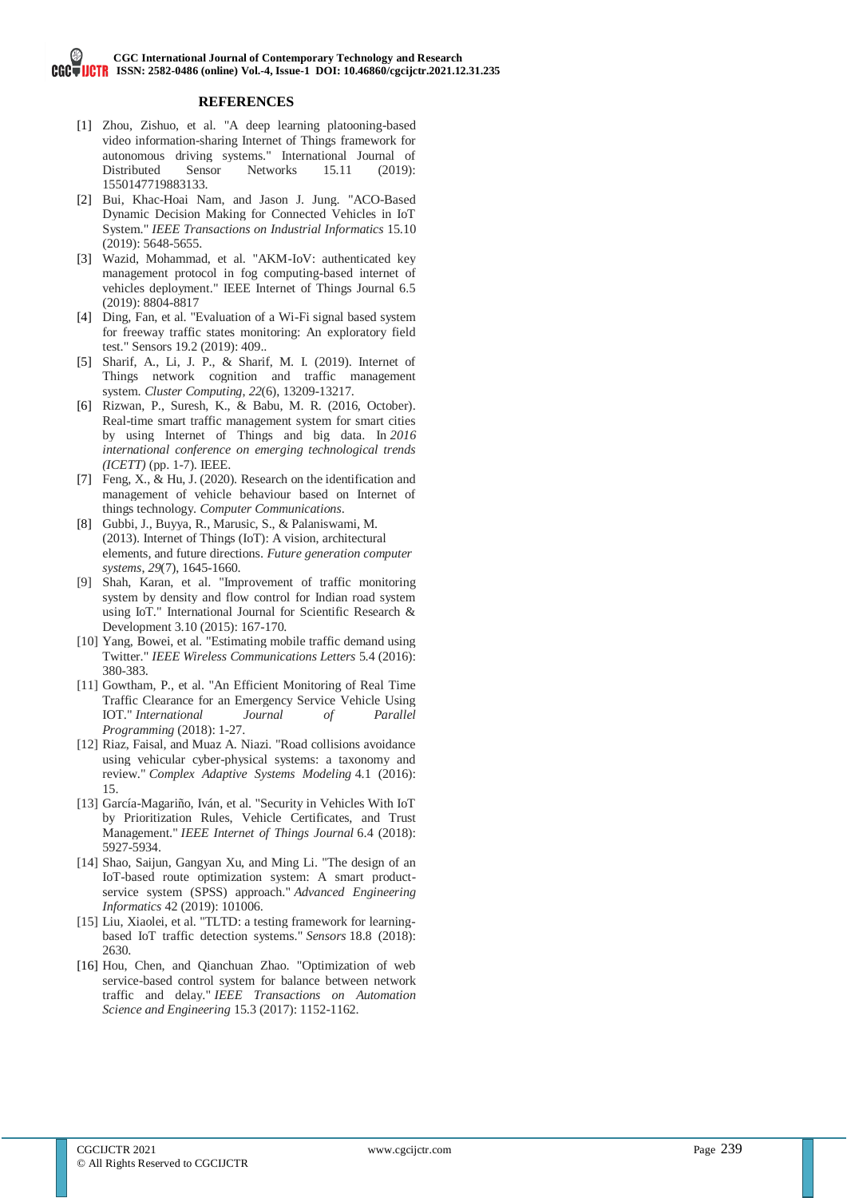## REFERENCES

[1] Zhou, Zishuo, et al. "A deep learning platooning-based video information-sharing Internet of Things framework for autonomous driving systems." International Journal of Distributed Sensor Networks 15.11 (2019): 1550147719883133.

[2] Bui, Khac-Hoai Nam, and Jason J. Jung. "ACO-Based Dynamic Decision Making for Connected Vehicles in IoT System." *IEEE Transactions on Industrial Informatics* 15.10 (2019): 5648-5655.

[3] Wazid, Mohammad, et al. "AKM-IoV: authenticated key management protocol in fog computing-based internet of vehicles deployment." IEEE Internet of Things Journal 6.5 (2019): 8804-8817

[4] Ding, Fan, et al. "Evaluation of a Wi-Fi signal based system for freeway traffic states monitoring: An exploratory field test." Sensors 19.2 (2019): 409..

[5] Sharif, A., Li, J. P., & Sharif, M. I. (2019). Internet of Things network cognition and traffic management system. *Cluster Computing*, *22*(6), 13209-13217.

[6] Rizwan, P., Suresh, K., & Babu, M. R. (2016, October). Real-time smart traffic management system for smart cities by using Internet of Things and big data. In *2016 international conference on emerging technological trends (ICETT)* (pp. 1-7). IEEE.

[7] Feng, X., & Hu, J. (2020). Research on the identification and management of vehicle behaviour based on Internet of things technology. *Computer Communications*.

[8] Gubbi, J., Buyya, R., Marusic, S., & Palaniswami, M. (2013). Internet of Things (IoT): A vision, architectural elements, and future directions. *Future generation computer systems*, *29*(7), 1645-1660.

[9] Shah, Karan, et al. "Improvement of traffic monitoring system by density and flow control for Indian road system using IoT." International Journal for Scientific Research & Development 3.10 (2015): 167-170.

[10] Yang, Bowei, et al. "Estimating mobile traffic demand using Twitter." *IEEE Wireless Communications Letters* 5.4 (2016): 380-383.

[11] Gowtham, P., et al. "An Efficient Monitoring of Real Time Traffic Clearance for an Emergency Service Vehicle Using IOT." *International Journal of Parallel Programming* (2018): 1-27.

[12] Riaz, Faisal, and Muaz A. Niazi. "Road collisions avoidance using vehicular cyber-physical systems: a taxonomy and review." *Complex Adaptive Systems Modeling* 4.1 (2016): 15.

[13] García-Magariño, Iván, et al. "Security in Vehicles With IoT by Prioritization Rules, Vehicle Certificates, and Trust Management." *IEEE Internet of Things Journal* 6.4 (2018): 5927-5934.

[14] Shao, Saijun, Gangyan Xu, and Ming Li. "The design of an IoT-based route optimization system: A smart product-service system (SPSS) approach." *Advanced Engineering Informatics* 42 (2019): 101006.

[15] Liu, Xiaolei, et al. "TLTD: a testing framework for learning-based IoT traffic detection systems." *Sensors* 18.8 (2018): 2630.

[16] Hou, Chen, and Qianchuan Zhao. "Optimization of web service-based control system for balance between network traffic and delay." *IEEE Transactions on Automation Science and Engineering* 15.3 (2017): 1152-1162.